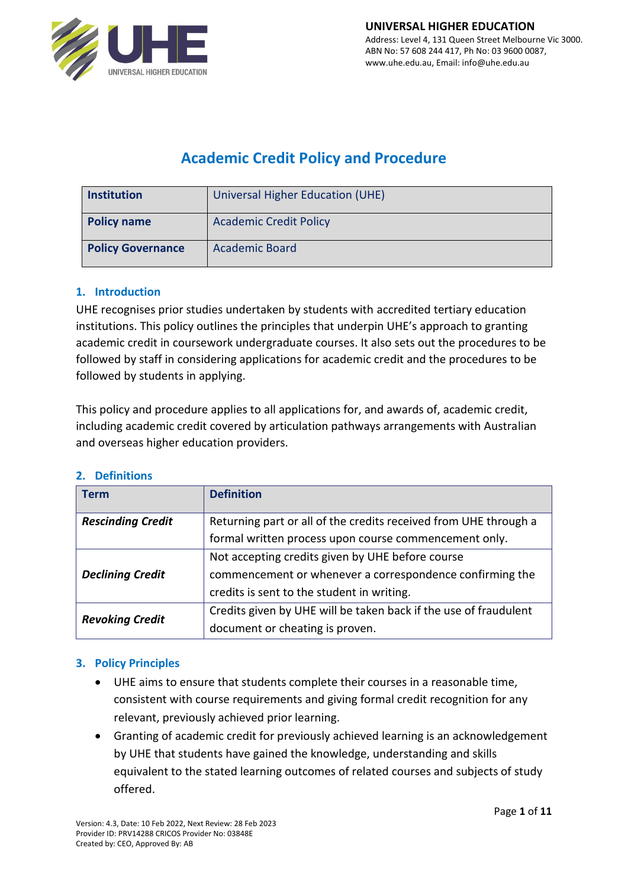**UNIVERSAL HIGHER EDUCATION**
Address: Level 4, 131 Queen Street Melbourne Vic 3000.
ABN No: 57 608 244 417, Ph No: 03 9600 0087,
www.uhe.edu.au, Email: info@uhe.edu.au

# Academic Credit Policy and Procedure

| **Institution** | Universal Higher Education (UHE) |
|---|---|
| **Policy name** | Academic Credit Policy |
| **Policy Governance** | Academic Board |

## 1. Introduction

UHE recognises prior studies undertaken by students with accredited tertiary education institutions. This policy outlines the principles that underpin UHE's approach to granting academic credit in coursework undergraduate courses. It also sets out the procedures to be followed by staff in considering applications for academic credit and the procedures to be followed by students in applying.

This policy and procedure applies to all applications for, and awards of, academic credit, including academic credit covered by articulation pathways arrangements with Australian and overseas higher education providers.

## 2. Definitions

| Term | Definition |
|---|---|
| ***Rescinding Credit*** | Returning part or all of the credits received from UHE through a formal written process upon course commencement only. |
| ***Declining Credit*** | Not accepting credits given by UHE before course commencement or whenever a correspondence confirming the credits is sent to the student in writing. |
| ***Revoking Credit*** | Credits given by UHE will be taken back if the use of fraudulent document or cheating is proven. |

## 3. Policy Principles

- UHE aims to ensure that students complete their courses in a reasonable time, consistent with course requirements and giving formal credit recognition for any relevant, previously achieved prior learning.
- Granting of academic credit for previously achieved learning is an acknowledgement by UHE that students have gained the knowledge, understanding and skills equivalent to the stated learning outcomes of related courses and subjects of study offered.

Version: 4.3, Date: 10 Feb 2022, Next Review: 28 Feb 2023
Provider ID: PRV14288 CRICOS Provider No: 03848E
Created by: CEO, Approved By: AB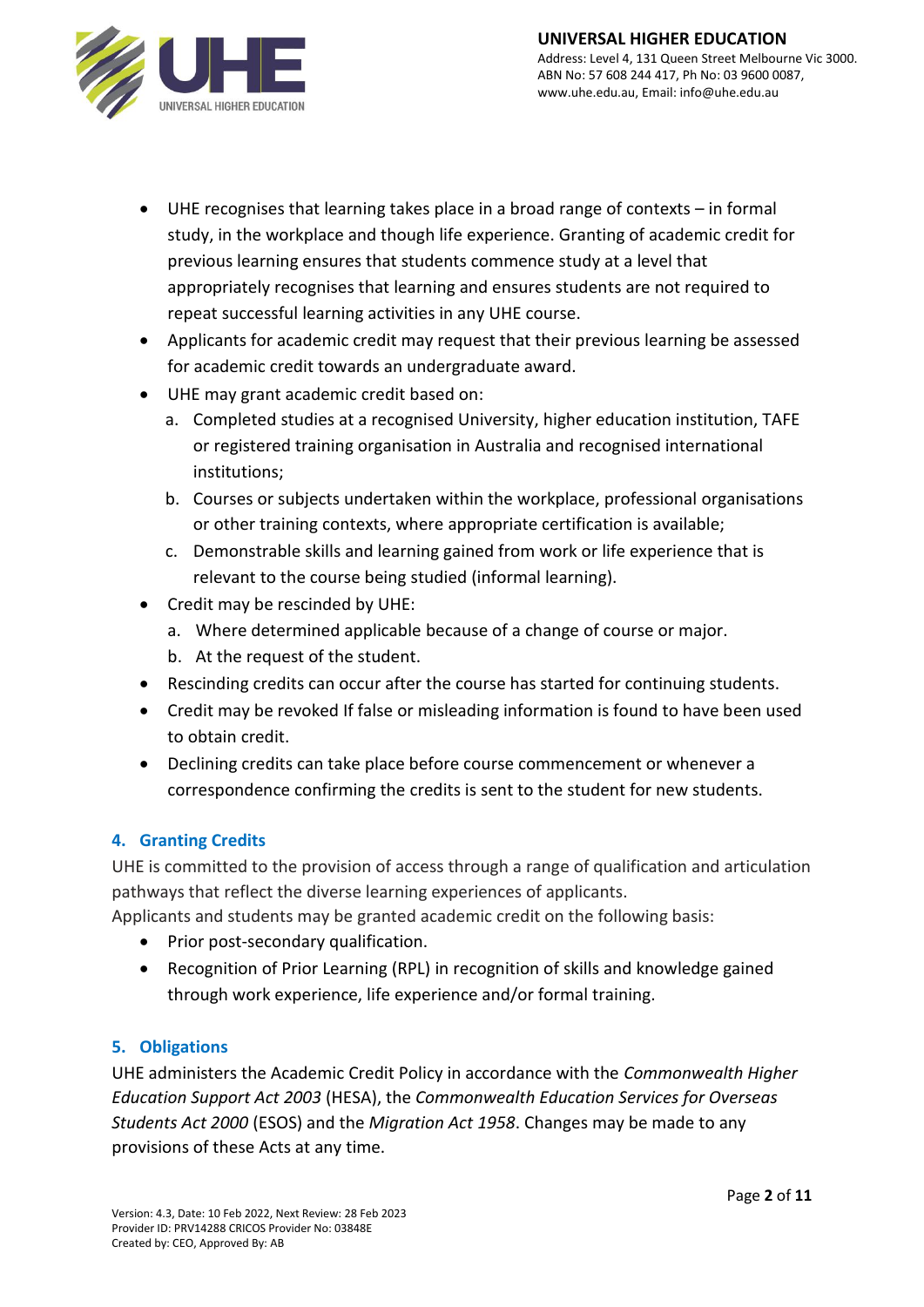- UHE recognises that learning takes place in a broad range of contexts – in formal study, in the workplace and though life experience. Granting of academic credit for previous learning ensures that students commence study at a level that appropriately recognises that learning and ensures students are not required to repeat successful learning activities in any UHE course.
- Applicants for academic credit may request that their previous learning be assessed for academic credit towards an undergraduate award.
- UHE may grant academic credit based on:
  a. Completed studies at a recognised University, higher education institution, TAFE or registered training organisation in Australia and recognised international institutions;
  b. Courses or subjects undertaken within the workplace, professional organisations or other training contexts, where appropriate certification is available;
  c. Demonstrable skills and learning gained from work or life experience that is relevant to the course being studied (informal learning).
- Credit may be rescinded by UHE:
  a. Where determined applicable because of a change of course or major.
  b. At the request of the student.
- Rescinding credits can occur after the course has started for continuing students.
- Credit may be revoked If false or misleading information is found to have been used to obtain credit.
- Declining credits can take place before course commencement or whenever a correspondence confirming the credits is sent to the student for new students.

## 4. Granting Credits

UHE is committed to the provision of access through a range of qualification and articulation pathways that reflect the diverse learning experiences of applicants.
Applicants and students may be granted academic credit on the following basis:

- Prior post-secondary qualification.
- Recognition of Prior Learning (RPL) in recognition of skills and knowledge gained through work experience, life experience and/or formal training.

## 5. Obligations

UHE administers the Academic Credit Policy in accordance with the *Commonwealth Higher Education Support Act 2003* (HESA), the *Commonwealth Education Services for Overseas Students Act 2000* (ESOS) and the *Migration Act 1958*. Changes may be made to any provisions of these Acts at any time.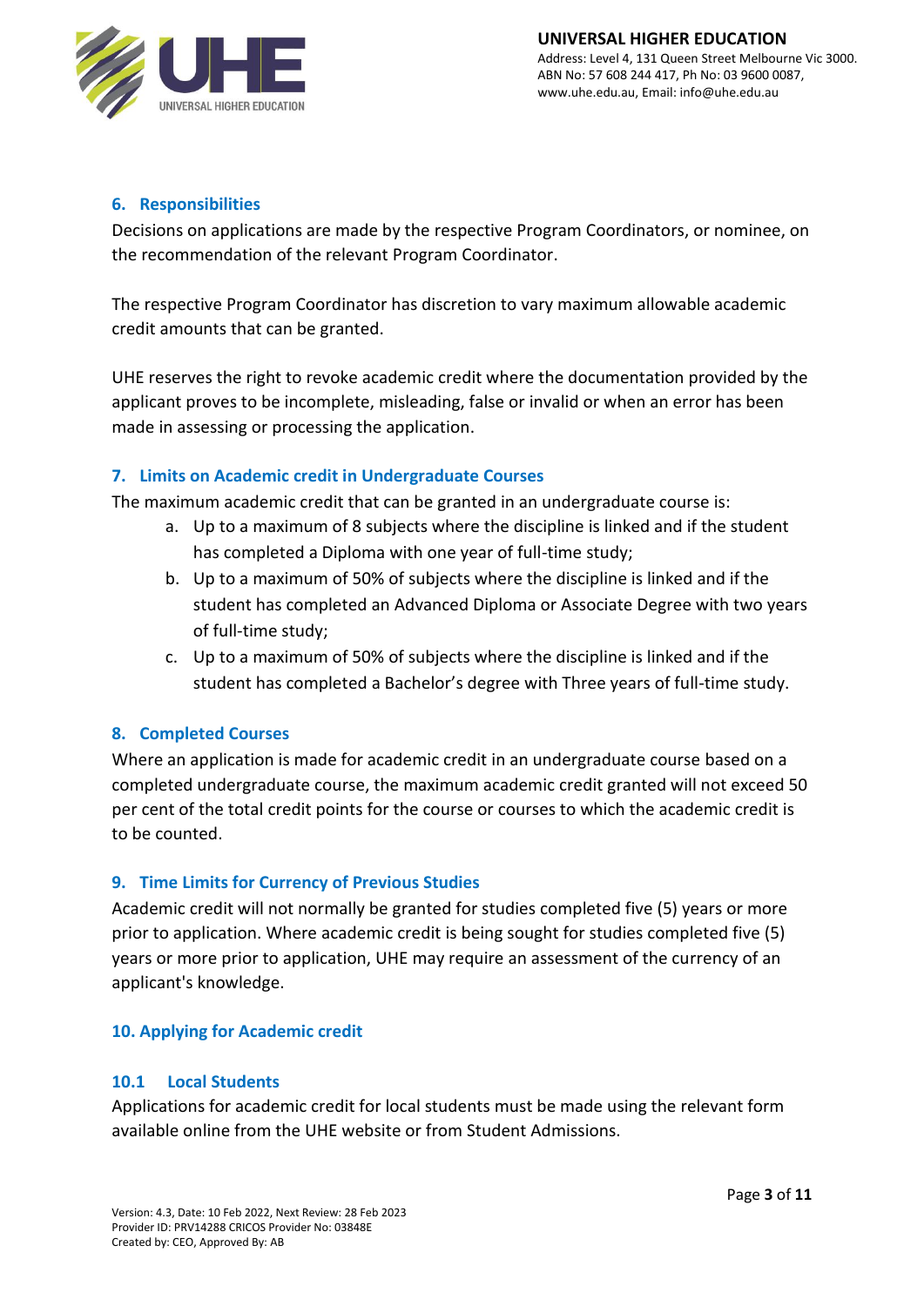## 6. Responsibilities

Decisions on applications are made by the respective Program Coordinators, or nominee, on the recommendation of the relevant Program Coordinator.

The respective Program Coordinator has discretion to vary maximum allowable academic credit amounts that can be granted.

UHE reserves the right to revoke academic credit where the documentation provided by the applicant proves to be incomplete, misleading, false or invalid or when an error has been made in assessing or processing the application.

## 7. Limits on Academic credit in Undergraduate Courses

The maximum academic credit that can be granted in an undergraduate course is:

a. Up to a maximum of 8 subjects where the discipline is linked and if the student has completed a Diploma with one year of full-time study;
b. Up to a maximum of 50% of subjects where the discipline is linked and if the student has completed an Advanced Diploma or Associate Degree with two years of full-time study;
c. Up to a maximum of 50% of subjects where the discipline is linked and if the student has completed a Bachelor's degree with Three years of full-time study.

## 8. Completed Courses

Where an application is made for academic credit in an undergraduate course based on a completed undergraduate course, the maximum academic credit granted will not exceed 50 per cent of the total credit points for the course or courses to which the academic credit is to be counted.

## 9. Time Limits for Currency of Previous Studies

Academic credit will not normally be granted for studies completed five (5) years or more prior to application. Where academic credit is being sought for studies completed five (5) years or more prior to application, UHE may require an assessment of the currency of an applicant's knowledge.

## 10. Applying for Academic credit

### 10.1 Local Students

Applications for academic credit for local students must be made using the relevant form available online from the UHE website or from Student Admissions.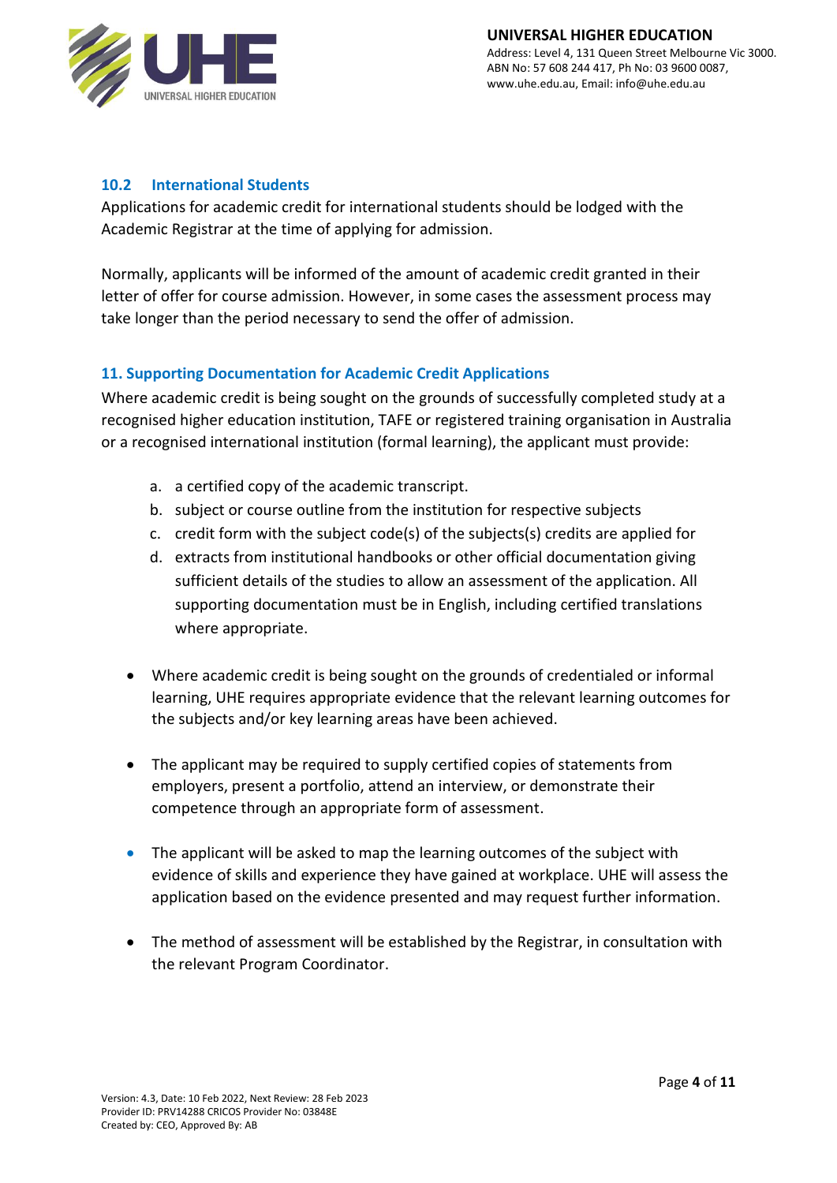### 10.2 International Students

Applications for academic credit for international students should be lodged with the Academic Registrar at the time of applying for admission.

Normally, applicants will be informed of the amount of academic credit granted in their letter of offer for course admission. However, in some cases the assessment process may take longer than the period necessary to send the offer of admission.

## 11. Supporting Documentation for Academic Credit Applications

Where academic credit is being sought on the grounds of successfully completed study at a recognised higher education institution, TAFE or registered training organisation in Australia or a recognised international institution (formal learning), the applicant must provide:

a. a certified copy of the academic transcript.
b. subject or course outline from the institution for respective subjects
c. credit form with the subject code(s) of the subjects(s) credits are applied for
d. extracts from institutional handbooks or other official documentation giving sufficient details of the studies to allow an assessment of the application. All supporting documentation must be in English, including certified translations where appropriate.

- Where academic credit is being sought on the grounds of credentialed or informal learning, UHE requires appropriate evidence that the relevant learning outcomes for the subjects and/or key learning areas have been achieved.

- The applicant may be required to supply certified copies of statements from employers, present a portfolio, attend an interview, or demonstrate their competence through an appropriate form of assessment.

- The applicant will be asked to map the learning outcomes of the subject with evidence of skills and experience they have gained at workplace. UHE will assess the application based on the evidence presented and may request further information.

- The method of assessment will be established by the Registrar, in consultation with the relevant Program Coordinator.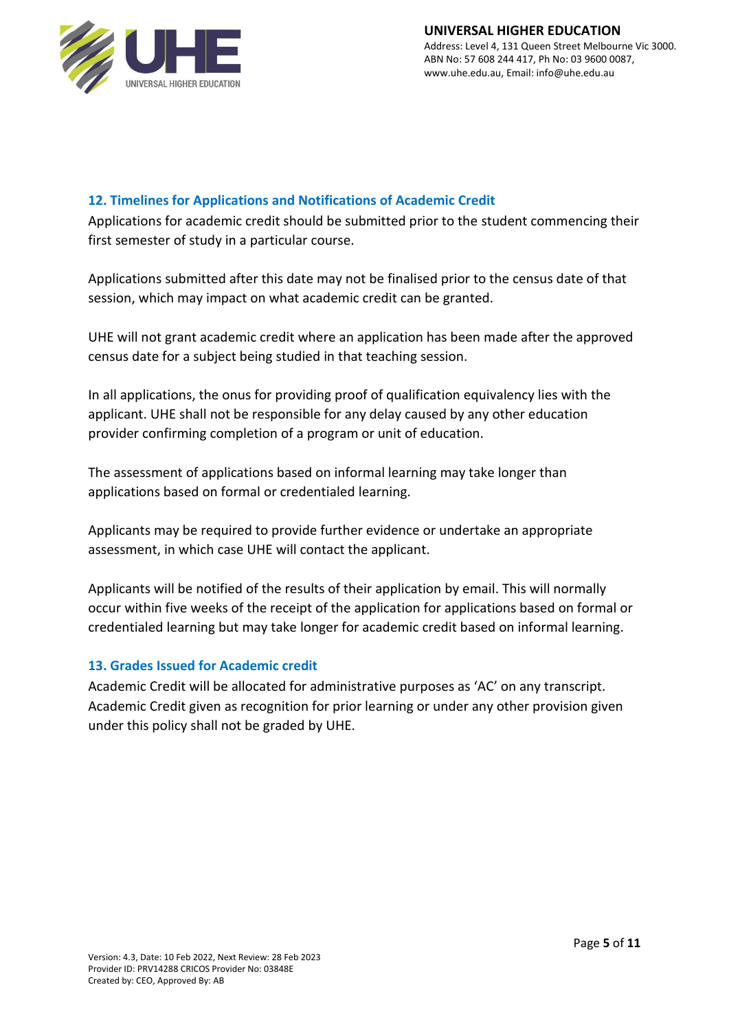## 12. Timelines for Applications and Notifications of Academic Credit

Applications for academic credit should be submitted prior to the student commencing their first semester of study in a particular course.

Applications submitted after this date may not be finalised prior to the census date of that session, which may impact on what academic credit can be granted.

UHE will not grant academic credit where an application has been made after the approved census date for a subject being studied in that teaching session.

In all applications, the onus for providing proof of qualification equivalency lies with the applicant. UHE shall not be responsible for any delay caused by any other education provider confirming completion of a program or unit of education.

The assessment of applications based on informal learning may take longer than applications based on formal or credentialed learning.

Applicants may be required to provide further evidence or undertake an appropriate assessment, in which case UHE will contact the applicant.

Applicants will be notified of the results of their application by email. This will normally occur within five weeks of the receipt of the application for applications based on formal or credentialed learning but may take longer for academic credit based on informal learning.

## 13. Grades Issued for Academic credit

Academic Credit will be allocated for administrative purposes as 'AC' on any transcript. Academic Credit given as recognition for prior learning or under any other provision given under this policy shall not be graded by UHE.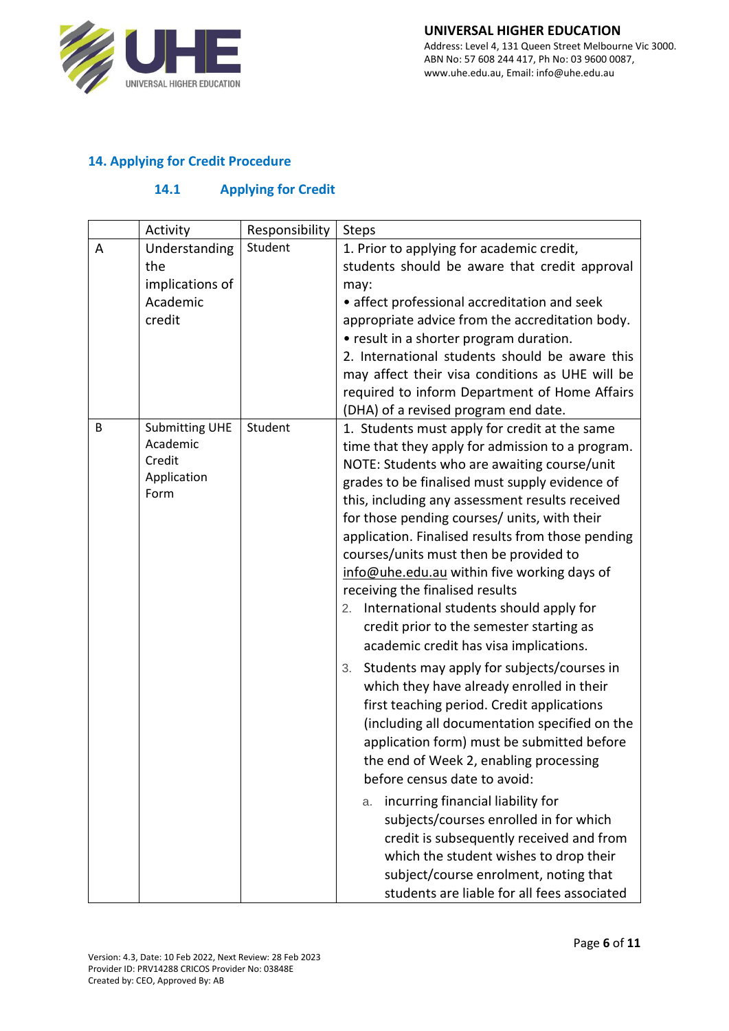## 14. Applying for Credit Procedure

### 14.1 Applying for Credit

| | Activity | Responsibility | Steps |
|---|---|---|---|
| A | Understanding the implications of Academic credit | Student | 1. Prior to applying for academic credit, students should be aware that credit approval may:<br>• affect professional accreditation and seek appropriate advice from the accreditation body.<br>• result in a shorter program duration.<br>2. International students should be aware this may affect their visa conditions as UHE will be required to inform Department of Home Affairs (DHA) of a revised program end date. |
| B | Submitting UHE Academic Credit Application Form | Student | 1. Students must apply for credit at the same time that they apply for admission to a program. NOTE: Students who are awaiting course/unit grades to be finalised must supply evidence of this, including any assessment results received for those pending courses/ units, with their application. Finalised results from those pending courses/units must then be provided to info@uhe.edu.au within five working days of receiving the finalised results<br>2. International students should apply for credit prior to the semester starting as academic credit has visa implications.<br>3. Students may apply for subjects/courses in which they have already enrolled in their first teaching period. Credit applications (including all documentation specified on the application form) must be submitted before the end of Week 2, enabling processing before census date to avoid:<br>a. incurring financial liability for subjects/courses enrolled in for which credit is subsequently received and from which the student wishes to drop their subject/course enrolment, noting that students are liable for all fees associated |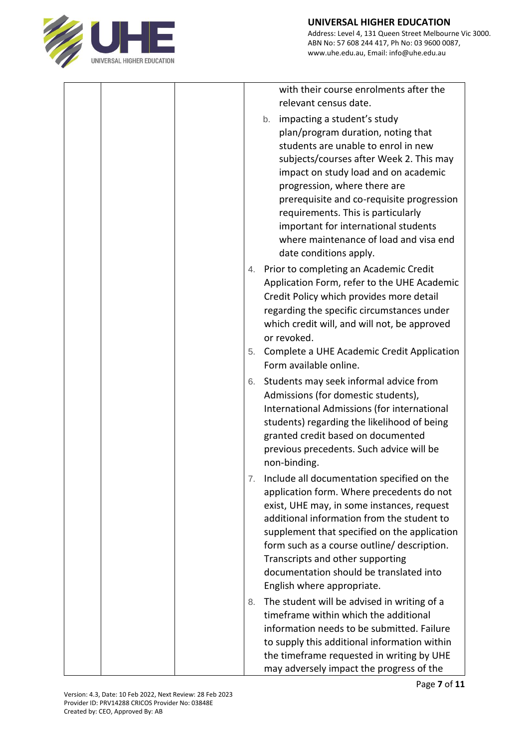| | | | with their course enrolments after the relevant census date.<br>b. impacting a student's study plan/program duration, noting that students are unable to enrol in new subjects/courses after Week 2. This may impact on study load and on academic progression, where there are prerequisite and co-requisite progression requirements. This is particularly important for international students where maintenance of load and visa end date conditions apply.<br>4. Prior to completing an Academic Credit Application Form, refer to the UHE Academic Credit Policy which provides more detail regarding the specific circumstances under which credit will, and will not, be approved or revoked.<br>5. Complete a UHE Academic Credit Application Form available online.<br>6. Students may seek informal advice from Admissions (for domestic students), International Admissions (for international students) regarding the likelihood of being granted credit based on documented previous precedents. Such advice will be non-binding.<br>7. Include all documentation specified on the application form. Where precedents do not exist, UHE may, in some instances, request additional information from the student to supplement that specified on the application form such as a course outline/ description. Transcripts and other supporting documentation should be translated into English where appropriate.<br>8. The student will be advised in writing of a timeframe within which the additional information needs to be submitted. Failure to supply this additional information within the timeframe requested in writing by UHE may adversely impact the progress of the |
|---|---|---|---|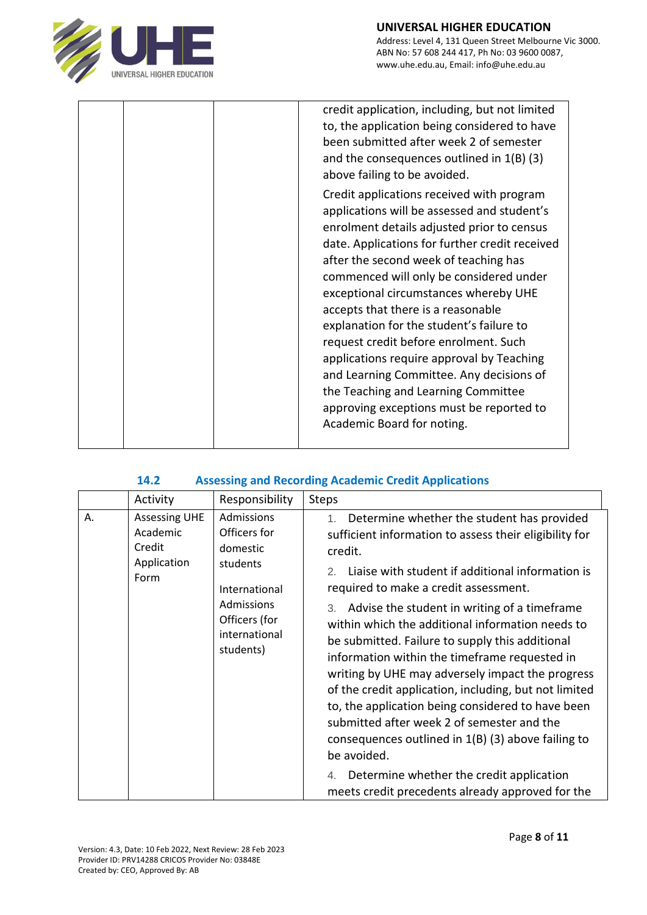| | | | credit application, including, but not limited to, the application being considered to have been submitted after week 2 of semester and the consequences outlined in 1(B) (3) above failing to be avoided.<br><br>Credit applications received with program applications will be assessed and student's enrolment details adjusted prior to census date. Applications for further credit received after the second week of teaching has commenced will only be considered under exceptional circumstances whereby UHE accepts that there is a reasonable explanation for the student's failure to request credit before enrolment. Such applications require approval by Teaching and Learning Committee. Any decisions of the Teaching and Learning Committee approving exceptions must be reported to Academic Board for noting. |
|---|---|---|---|

### 14.2 Assessing and Recording Academic Credit Applications

| | Activity | Responsibility | Steps |
|---|---|---|---|
| A. | Assessing UHE Academic Credit Application Form | Admissions Officers for domestic students<br><br>International Admissions Officers (for international students) | 1. Determine whether the student has provided sufficient information to assess their eligibility for credit.<br><br>2. Liaise with student if additional information is required to make a credit assessment.<br><br>3. Advise the student in writing of a timeframe within which the additional information needs to be submitted. Failure to supply this additional information within the timeframe requested in writing by UHE may adversely impact the progress of the credit application, including, but not limited to, the application being considered to have been submitted after week 2 of semester and the consequences outlined in 1(B) (3) above failing to be avoided.<br><br>4. Determine whether the credit application meets credit precedents already approved for the |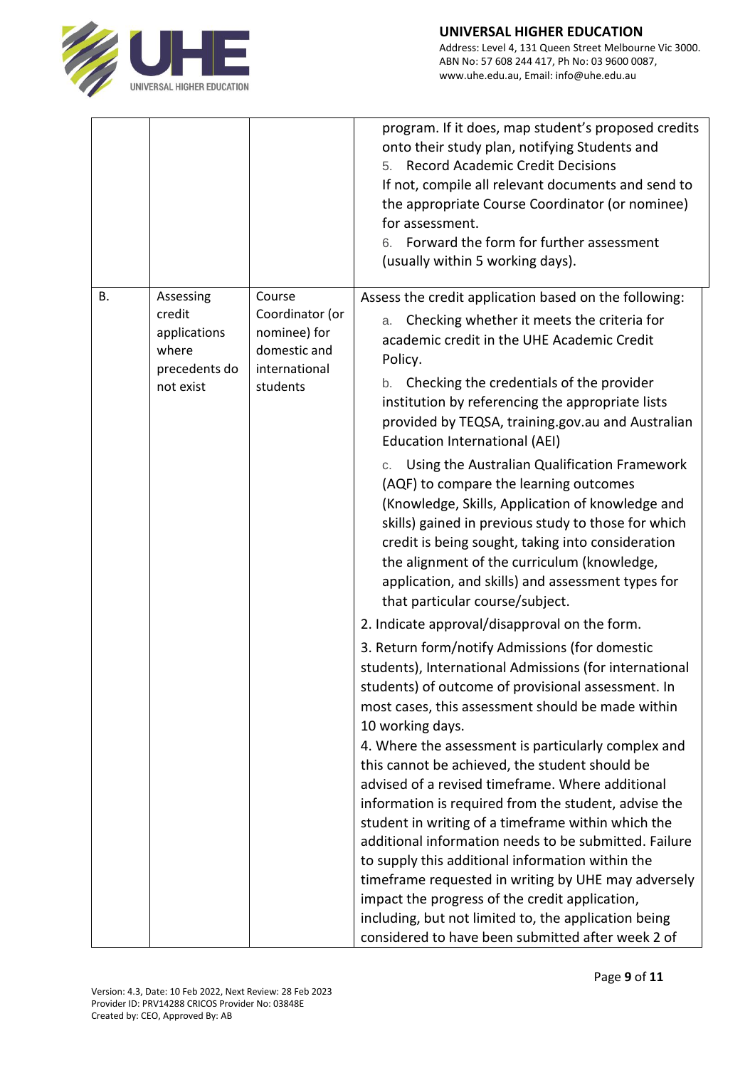| | | | |
|---|---|---|---|
| | | | program. If it does, map student's proposed credits onto their study plan, notifying Students and<br>5. Record Academic Credit Decisions<br>If not, compile all relevant documents and send to the appropriate Course Coordinator (or nominee) for assessment.<br>6. Forward the form for further assessment (usually within 5 working days). |
| B. | Assessing credit applications where precedents do not exist | Course Coordinator (or nominee) for domestic and international students | Assess the credit application based on the following:<br>a. Checking whether it meets the criteria for academic credit in the UHE Academic Credit Policy.<br>b. Checking the credentials of the provider institution by referencing the appropriate lists provided by TEQSA, training.gov.au and Australian Education International (AEI)<br>c. Using the Australian Qualification Framework (AQF) to compare the learning outcomes (Knowledge, Skills, Application of knowledge and skills) gained in previous study to those for which credit is being sought, taking into consideration the alignment of the curriculum (knowledge, application, and skills) and assessment types for that particular course/subject.<br>2. Indicate approval/disapproval on the form.<br>3. Return form/notify Admissions (for domestic students), International Admissions (for international students) of outcome of provisional assessment. In most cases, this assessment should be made within 10 working days.<br>4. Where the assessment is particularly complex and this cannot be achieved, the student should be advised of a revised timeframe. Where additional information is required from the student, advise the student in writing of a timeframe within which the additional information needs to be submitted. Failure to supply this additional information within the timeframe requested in writing by UHE may adversely impact the progress of the credit application, including, but not limited to, the application being considered to have been submitted after week 2 of |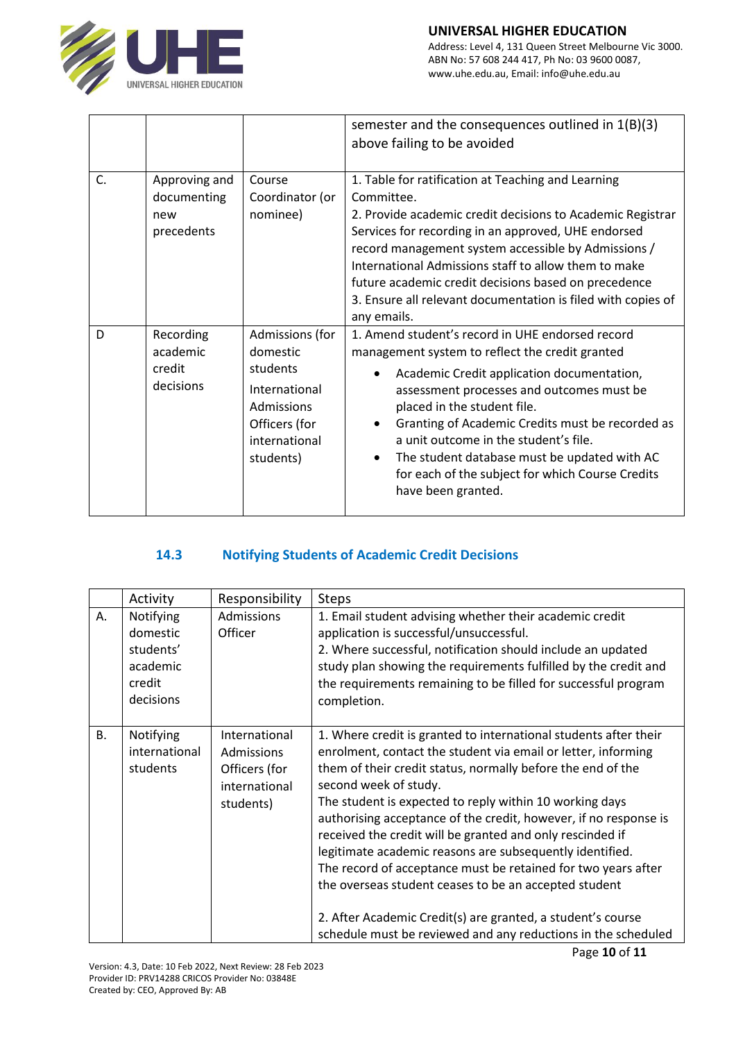|  |  |  | semester and the consequences outlined in 1(B)(3) above failing to be avoided |
|---|---|---|---|
| C. | Approving and documenting new precedents | Course Coordinator (or nominee) | 1. Table for ratification at Teaching and Learning Committee.<br>2. Provide academic credit decisions to Academic Registrar Services for recording in an approved, UHE endorsed record management system accessible by Admissions / International Admissions staff to allow them to make future academic credit decisions based on precedence<br>3. Ensure all relevant documentation is filed with copies of any emails. |
| D | Recording academic credit decisions | Admissions (for domestic students<br>International Admissions Officers (for international students) | 1. Amend student's record in UHE endorsed record management system to reflect the credit granted<br>• Academic Credit application documentation, assessment processes and outcomes must be placed in the student file.<br>• Granting of Academic Credits must be recorded as a unit outcome in the student's file.<br>• The student database must be updated with AC for each of the subject for which Course Credits have been granted. |

### 14.3 Notifying Students of Academic Credit Decisions

|  | Activity | Responsibility | Steps |
|---|---|---|---|
| A. | Notifying domestic students' academic credit decisions | Admissions Officer | 1. Email student advising whether their academic credit application is successful/unsuccessful.<br>2. Where successful, notification should include an updated study plan showing the requirements fulfilled by the credit and the requirements remaining to be filled for successful program completion. |
| B. | Notifying international students | International Admissions Officers (for international students) | 1. Where credit is granted to international students after their enrolment, contact the student via email or letter, informing them of their credit status, normally before the end of the second week of study.<br>The student is expected to reply within 10 working days authorising acceptance of the credit, however, if no response is received the credit will be granted and only rescinded if legitimate academic reasons are subsequently identified.<br>The record of acceptance must be retained for two years after the overseas student ceases to be an accepted student<br><br>2. After Academic Credit(s) are granted, a student's course schedule must be reviewed and any reductions in the scheduled |

Version: 4.3, Date: 10 Feb 2022, Next Review: 28 Feb 2023
Provider ID: PRV14288 CRICOS Provider No: 03848E
Created by: CEO, Approved By: AB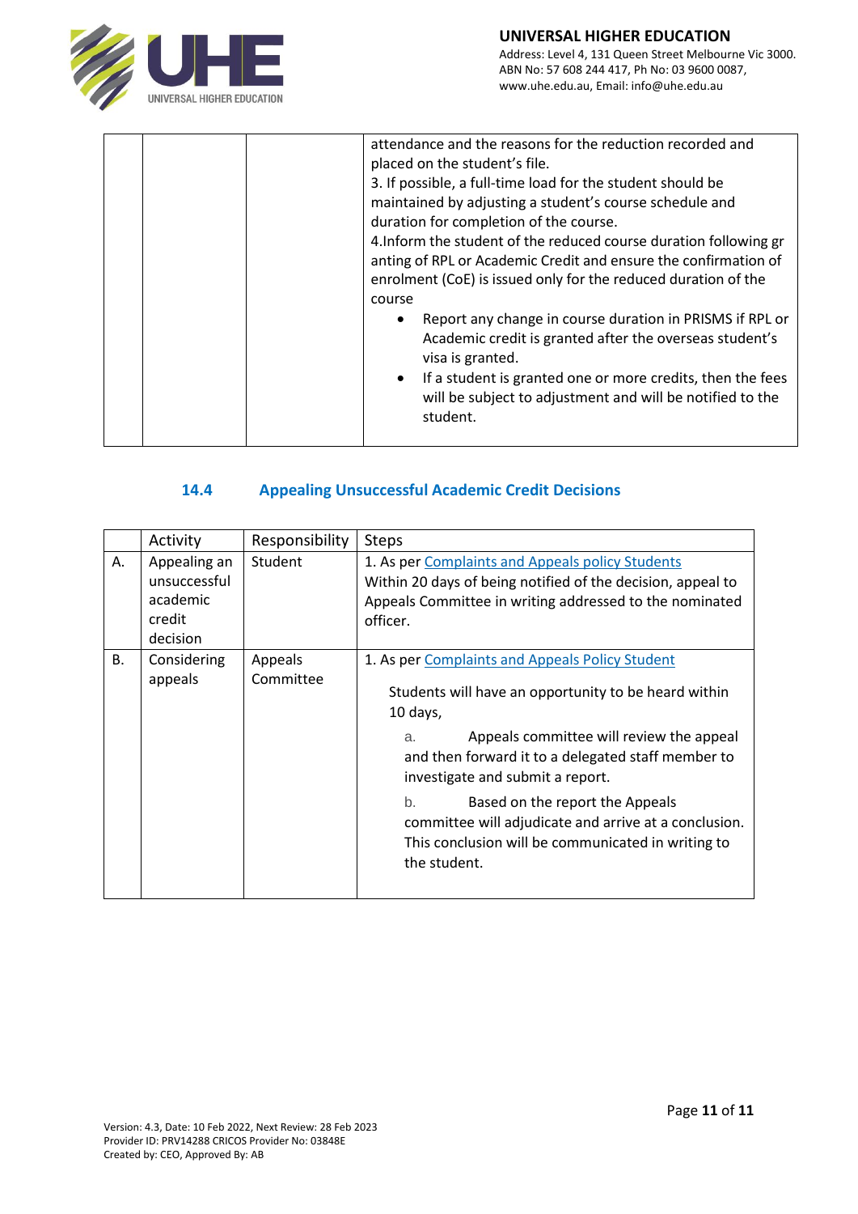| | | | |
|---|---|---|---|
| | | | attendance and the reasons for the reduction recorded and placed on the student's file.<br>3. If possible, a full-time load for the student should be maintained by adjusting a student's course schedule and duration for completion of the course.<br>4.Inform the student of the reduced course duration following granting of RPL or Academic Credit and ensure the confirmation of enrolment (CoE) is issued only for the reduced duration of the course<br>• Report any change in course duration in PRISMS if RPL or Academic credit is granted after the overseas student's visa is granted.<br>• If a student is granted one or more credits, then the fees will be subject to adjustment and will be notified to the student. |

### 14.4 Appealing Unsuccessful Academic Credit Decisions

| | Activity | Responsibility | Steps |
|---|---|---|---|
| A. | Appealing an unsuccessful academic credit decision | Student | 1. As per Complaints and Appeals policy Students<br>Within 20 days of being notified of the decision, appeal to Appeals Committee in writing addressed to the nominated officer. |
| B. | Considering appeals | Appeals Committee | 1. As per Complaints and Appeals Policy Student<br>Students will have an opportunity to be heard within 10 days,<br>a. Appeals committee will review the appeal and then forward it to a delegated staff member to investigate and submit a report.<br>b. Based on the report the Appeals committee will adjudicate and arrive at a conclusion. This conclusion will be communicated in writing to the student. |

Version: 4.3, Date: 10 Feb 2022, Next Review: 28 Feb 2023
Provider ID: PRV14288 CRICOS Provider No: 03848E
Created by: CEO, Approved By: AB